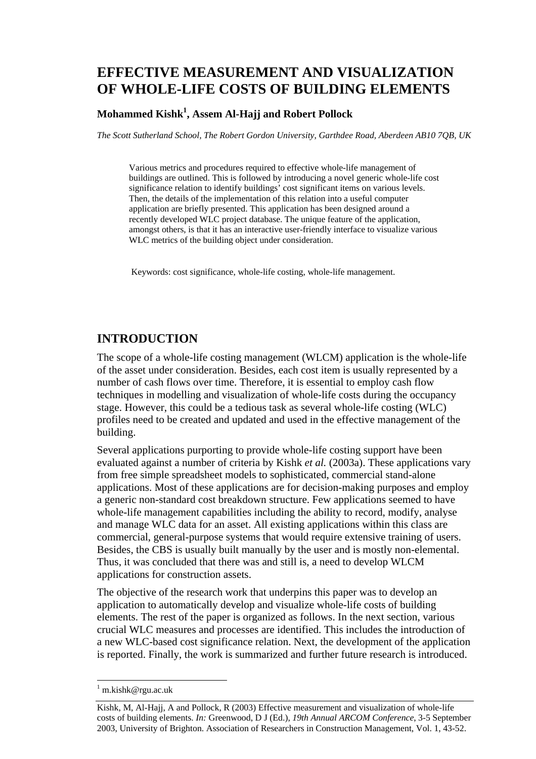# EFFECTIVE MEASUREMENT AND VISUALIZATION OF WHOLE-LIFE COSTS OF BUILDING ELEMENTS

**Mohammed Kishk[1], Assem Al-Hajj and Robert Pollock**

*The Scott Sutherland School, The Robert Gordon University, Garthdee Road, Aberdeen AB10 7QB, UK*

Various metrics and procedures required to effective whole-life management of buildings are outlined. This is followed by introducing a novel generic whole-life cost significance relation to identify buildings' cost significant items on various levels. Then, the details of the implementation of this relation into a useful computer application are briefly presented. This application has been designed around a recently developed WLC project database. The unique feature of the application, amongst others, is that it has an interactive user-friendly interface to visualize various WLC metrics of the building object under consideration.

Keywords: cost significance, whole-life costing, whole-life management.

## INTRODUCTION

The scope of a whole-life costing management (WLCM) application is the whole-life of the asset under consideration. Besides, each cost item is usually represented by a number of cash flows over time. Therefore, it is essential to employ cash flow techniques in modelling and visualization of whole-life costs during the occupancy stage. However, this could be a tedious task as several whole-life costing (WLC) profiles need to be created and updated and used in the effective management of the building.

Several applications purporting to provide whole-life costing support have been evaluated against a number of criteria by Kishk *et al.* (2003a). These applications vary from free simple spreadsheet models to sophisticated, commercial stand-alone applications. Most of these applications are for decision-making purposes and employ a generic non-standard cost breakdown structure. Few applications seemed to have whole-life management capabilities including the ability to record, modify, analyse and manage WLC data for an asset. All existing applications within this class are commercial, general-purpose systems that would require extensive training of users. Besides, the CBS is usually built manually by the user and is mostly non-elemental. Thus, it was concluded that there was and still is, a need to develop WLCM applications for construction assets.

The objective of the research work that underpins this paper was to develop an application to automatically develop and visualize whole-life costs of building elements. The rest of the paper is organized as follows. In the next section, various crucial WLC measures and processes are identified. This includes the introduction of a new WLC-based cost significance relation. Next, the development of the application is reported. Finally, the work is summarized and further future research is introduced.

[1] m.kishk@rgu.ac.uk

Kishk, M, Al-Hajj, A and Pollock, R (2003) Effective measurement and visualization of whole-life costs of building elements. *In:* Greenwood, D J (Ed.), *19th Annual ARCOM Conference*, 3-5 September 2003, University of Brighton. Association of Researchers in Construction Management, Vol. 1, 43-52.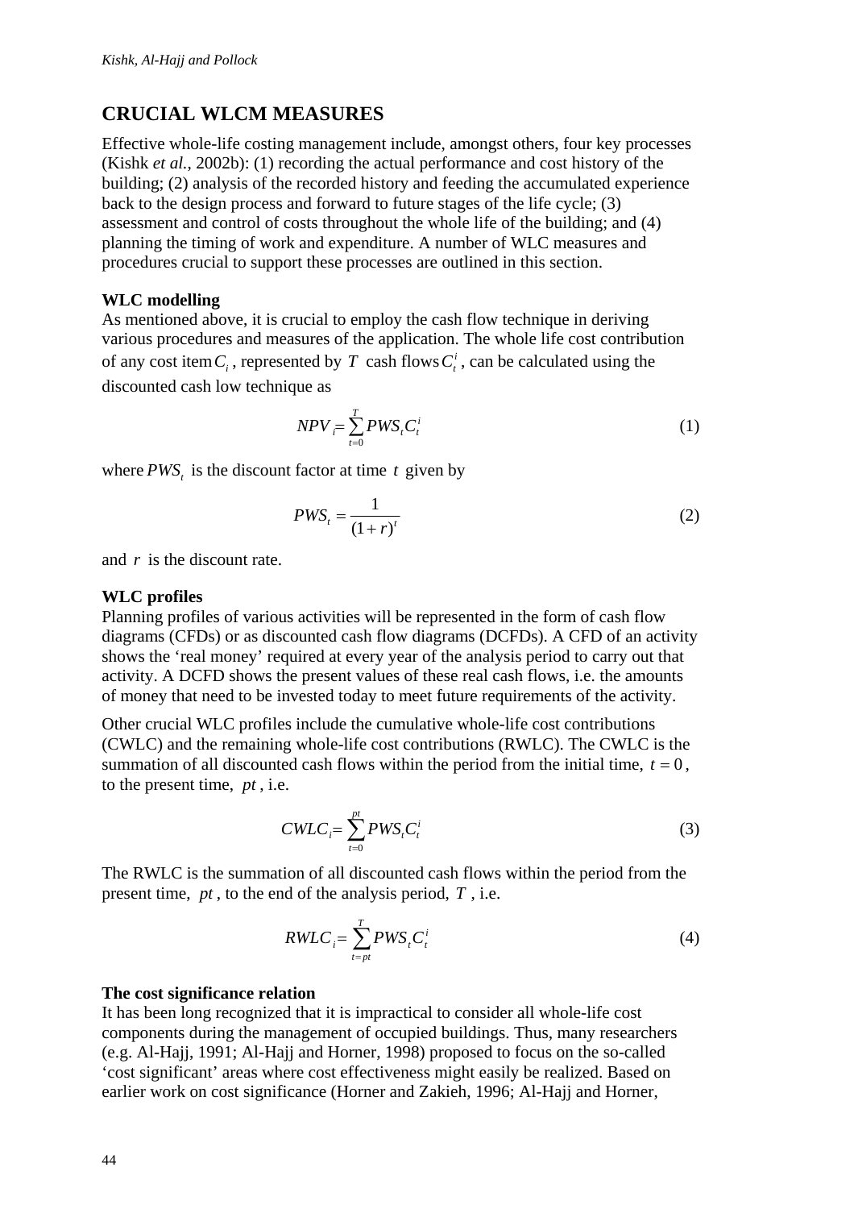## CRUCIAL WLCM MEASURES

Effective whole-life costing management include, amongst others, four key processes (Kishk *et al.*, 2002b): (1) recording the actual performance and cost history of the building; (2) analysis of the recorded history and feeding the accumulated experience back to the design process and forward to future stages of the life cycle; (3) assessment and control of costs throughout the whole life of the building; and (4) planning the timing of work and expenditure. A number of WLC measures and procedures crucial to support these processes are outlined in this section.

### WLC modelling

As mentioned above, it is crucial to employ the cash flow technique in deriving various procedures and measures of the application. The whole life cost contribution of any cost item $C_i$, represented by $T$ cash flows $C_t^i$, can be calculated using the discounted cash low technique as

$$NPV_i = \sum_{t=0}^{T} PWS_t C_t^i \tag{1}$$

where $PWS_t$ is the discount factor at time $t$ given by

$$PWS_t = \frac{1}{(1+r)^t} \tag{2}$$

and $r$ is the discount rate.

### WLC profiles

Planning profiles of various activities will be represented in the form of cash flow diagrams (CFDs) or as discounted cash flow diagrams (DCFDs). A CFD of an activity shows the 'real money' required at every year of the analysis period to carry out that activity. A DCFD shows the present values of these real cash flows, i.e. the amounts of money that need to be invested today to meet future requirements of the activity.

Other crucial WLC profiles include the cumulative whole-life cost contributions (CWLC) and the remaining whole-life cost contributions (RWLC). The CWLC is the summation of all discounted cash flows within the period from the initial time, $t = 0$, to the present time, $pt$, i.e.

$$CWLC_i = \sum_{t=0}^{pt} PWS_t C_t^i \tag{3}$$

The RWLC is the summation of all discounted cash flows within the period from the present time, $pt$, to the end of the analysis period, $T$, i.e.

$$RWLC_i = \sum_{t=pt}^{T} PWS_t C_t^i \tag{4}$$

### The cost significance relation

It has been long recognized that it is impractical to consider all whole-life cost components during the management of occupied buildings. Thus, many researchers (e.g. Al-Hajj, 1991; Al-Hajj and Horner, 1998) proposed to focus on the so-called 'cost significant' areas where cost effectiveness might easily be realized. Based on earlier work on cost significance (Horner and Zakieh, 1996; Al-Hajj and Horner,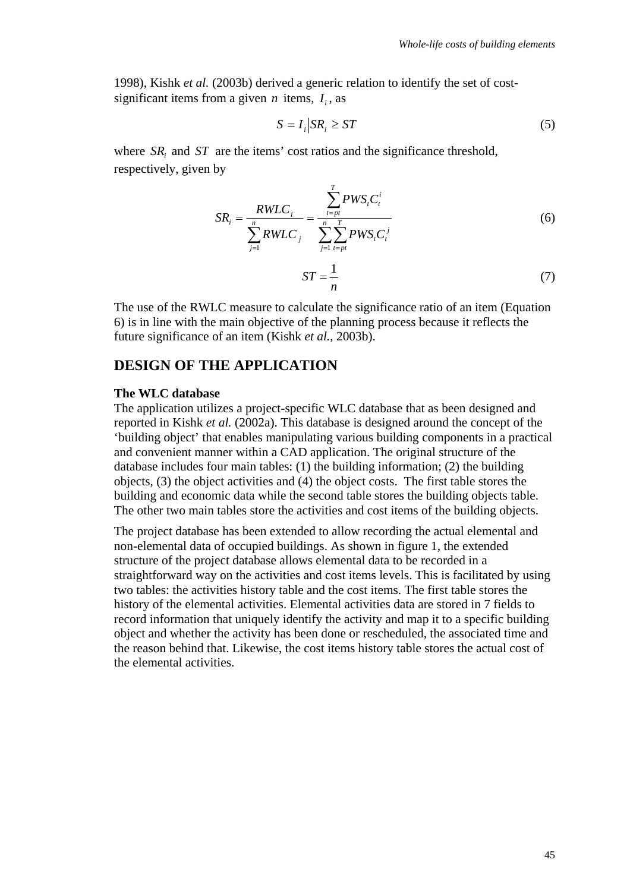1998), Kishk *et al.* (2003b) derived a generic relation to identify the set of cost-significant items from a given $n$ items, $I_i$, as

$$S = I_i \middle| SR_i \geq ST \tag{5}$$

where $SR_i$ and $ST$ are the items' cost ratios and the significance threshold, respectively, given by

$$SR_i = \frac{RWLC_i}{\sum_{j=1}^{n} RWLC_j} = \frac{\sum_{t=pt}^{T} PWS_t C_t^i}{\sum_{j=1}^{n} \sum_{t=pt}^{T} PWS_t C_t^j} \tag{6}$$

$$ST = \frac{1}{n} \tag{7}$$

The use of the RWLC measure to calculate the significance ratio of an item (Equation 6) is in line with the main objective of the planning process because it reflects the future significance of an item (Kishk *et al.*, 2003b).

## DESIGN OF THE APPLICATION

**The WLC database**

The application utilizes a project-specific WLC database that as been designed and reported in Kishk *et al.* (2002a). This database is designed around the concept of the 'building object' that enables manipulating various building components in a practical and convenient manner within a CAD application. The original structure of the database includes four main tables: (1) the building information; (2) the building objects, (3) the object activities and (4) the object costs. The first table stores the building and economic data while the second table stores the building objects table. The other two main tables store the activities and cost items of the building objects.

The project database has been extended to allow recording the actual elemental and non-elemental data of occupied buildings. As shown in figure 1, the extended structure of the project database allows elemental data to be recorded in a straightforward way on the activities and cost items levels. This is facilitated by using two tables: the activities history table and the cost items. The first table stores the history of the elemental activities. Elemental activities data are stored in 7 fields to record information that uniquely identify the activity and map it to a specific building object and whether the activity has been done or rescheduled, the associated time and the reason behind that. Likewise, the cost items history table stores the actual cost of the elemental activities.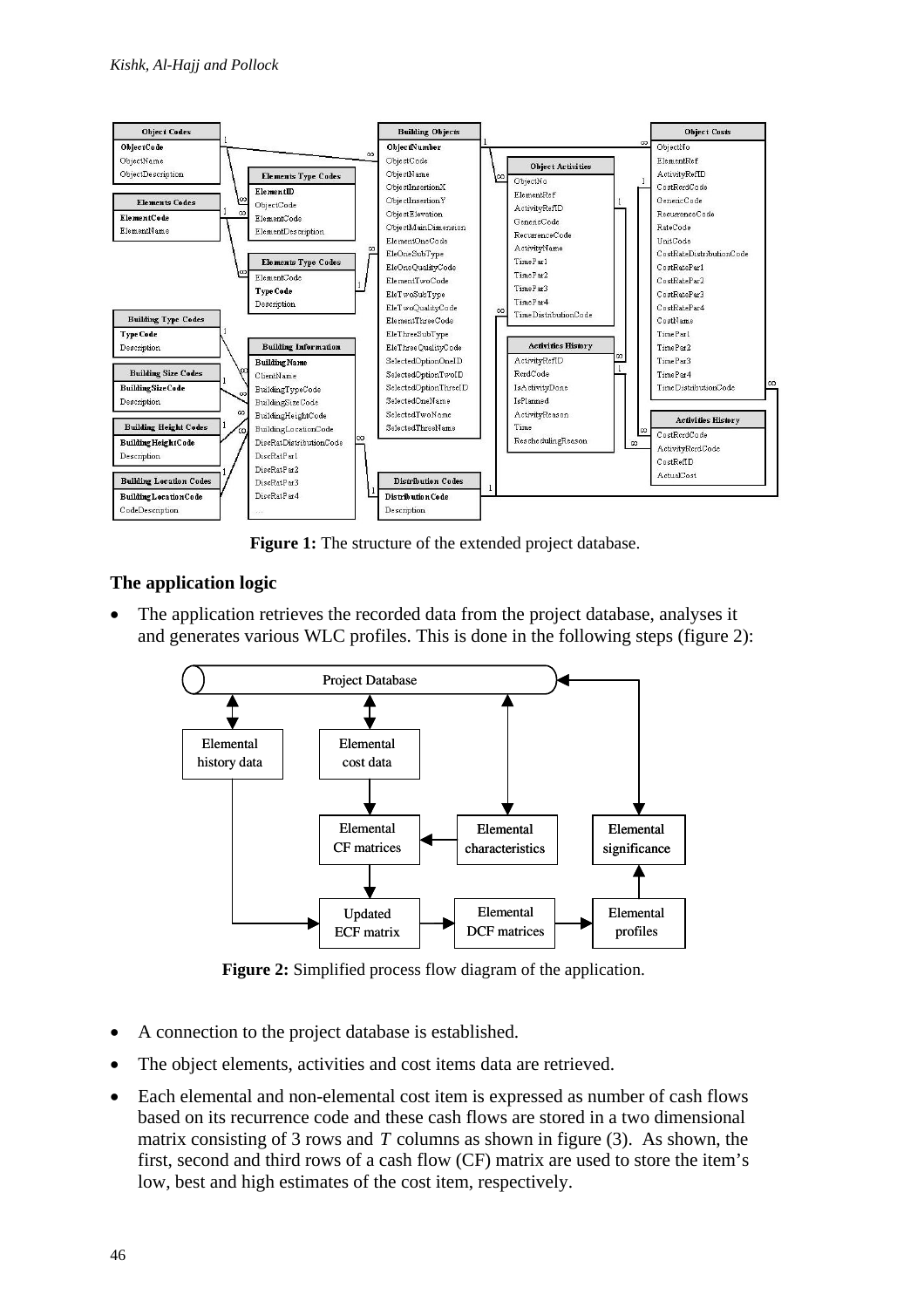**Figure 1:** The structure of the extended project database.

### The application logic

- The application retrieves the recorded data from the project database, analyses it and generates various WLC profiles. This is done in the following steps (figure 2):

**Figure 2:** Simplified process flow diagram of the application.

- A connection to the project database is established.
- The object elements, activities and cost items data are retrieved.
- Each elemental and non-elemental cost item is expressed as number of cash flows based on its recurrence code and these cash flows are stored in a two dimensional matrix consisting of 3 rows and $T$ columns as shown in figure (3). As shown, the first, second and third rows of a cash flow (CF) matrix are used to store the item's low, best and high estimates of the cost item, respectively.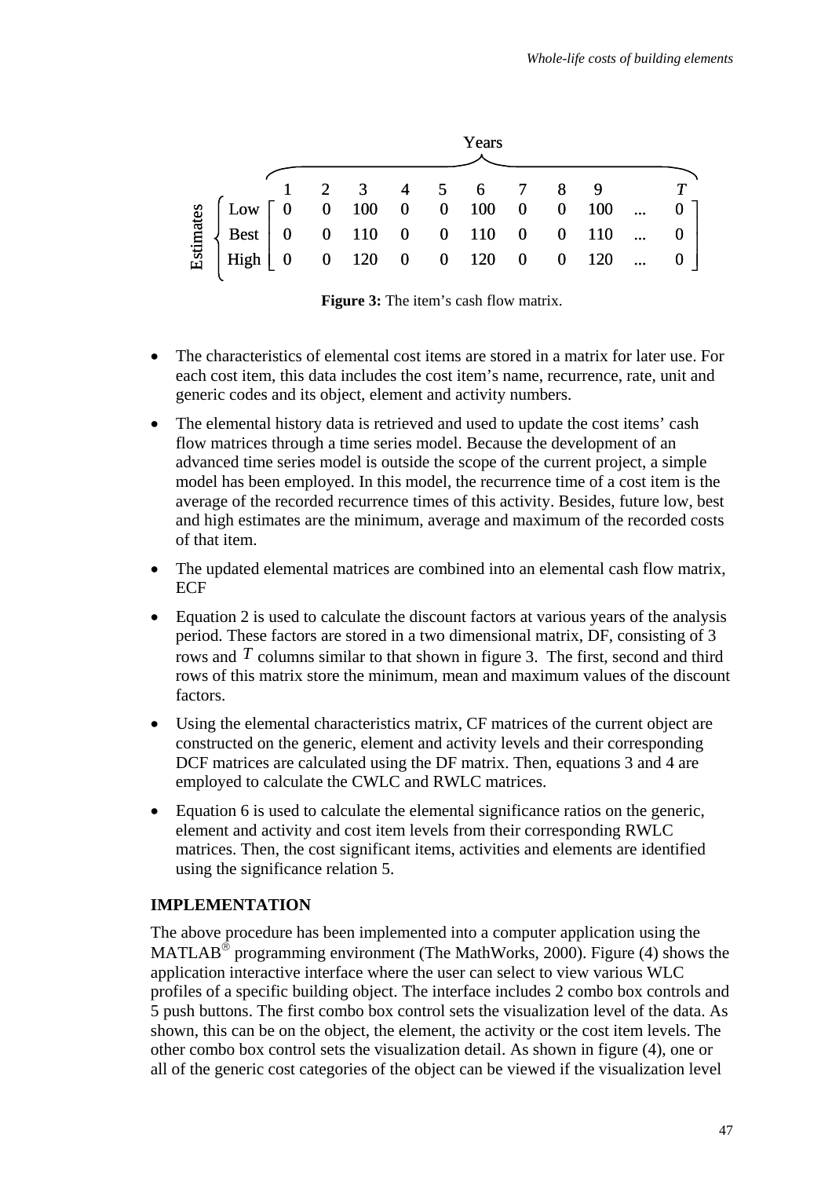$$
\text{Estimates}\left\{\begin{array}{l} \text{Low} \\ \text{Best} \\ \text{High} \end{array}\right.
\overbrace{
\begin{array}{ccccccccccc}
1 & 2 & 3 & 4 & 5 & 6 & 7 & 8 & 9 & & T \\
\end{array}
}^{\text{Years}}
$$

$$
\begin{array}{c|ccccccccccc}
 & 1 & 2 & 3 & 4 & 5 & 6 & 7 & 8 & 9 & & T \\
\hline
\text{Low} & 0 & 0 & 100 & 0 & 0 & 100 & 0 & 0 & 100 & \ldots & 0 \\
\text{Best} & 0 & 0 & 110 & 0 & 0 & 110 & 0 & 0 & 110 & \ldots & 0 \\
\text{High} & 0 & 0 & 120 & 0 & 0 & 120 & 0 & 0 & 120 & \ldots & 0
\end{array}
$$

**Figure 3:** The item's cash flow matrix.

- The characteristics of elemental cost items are stored in a matrix for later use. For each cost item, this data includes the cost item's name, recurrence, rate, unit and generic codes and its object, element and activity numbers.
- The elemental history data is retrieved and used to update the cost items' cash flow matrices through a time series model. Because the development of an advanced time series model is outside the scope of the current project, a simple model has been employed. In this model, the recurrence time of a cost item is the average of the recorded recurrence times of this activity. Besides, future low, best and high estimates are the minimum, average and maximum of the recorded costs of that item.
- The updated elemental matrices are combined into an elemental cash flow matrix, ECF
- Equation 2 is used to calculate the discount factors at various years of the analysis period. These factors are stored in a two dimensional matrix, DF, consisting of 3 rows and $T$ columns similar to that shown in figure 3. The first, second and third rows of this matrix store the minimum, mean and maximum values of the discount factors.
- Using the elemental characteristics matrix, CF matrices of the current object are constructed on the generic, element and activity levels and their corresponding DCF matrices are calculated using the DF matrix. Then, equations 3 and 4 are employed to calculate the CWLC and RWLC matrices.
- Equation 6 is used to calculate the elemental significance ratios on the generic, element and activity and cost item levels from their corresponding RWLC matrices. Then, the cost significant items, activities and elements are identified using the significance relation 5.

## IMPLEMENTATION

The above procedure has been implemented into a computer application using the MATLAB® programming environment (The MathWorks, 2000). Figure (4) shows the application interactive interface where the user can select to view various WLC profiles of a specific building object. The interface includes 2 combo box controls and 5 push buttons. The first combo box control sets the visualization level of the data. As shown, this can be on the object, the element, the activity or the cost item levels. The other combo box control sets the visualization detail. As shown in figure (4), one or all of the generic cost categories of the object can be viewed if the visualization level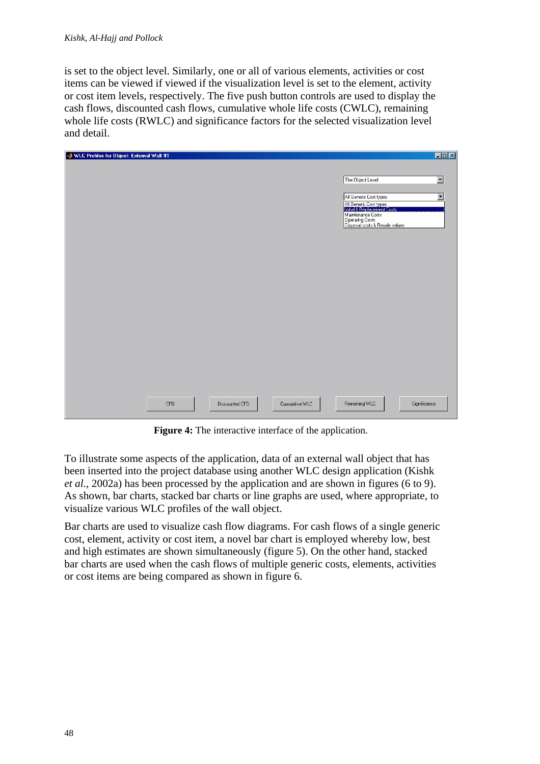is set to the object level. Similarly, one or all of various elements, activities or cost items can be viewed if viewed if the visualization level is set to the element, activity or cost item levels, respectively. The five push button controls are used to display the cash flows, discounted cash flows, cumulative whole life costs (CWLC), remaining whole life costs (RWLC) and significance factors for the selected visualization level and detail.

**Figure 4:** The interactive interface of the application.

To illustrate some aspects of the application, data of an external wall object that has been inserted into the project database using another WLC design application (Kishk *et al.*, 2002a) has been processed by the application and are shown in figures (6 to 9). As shown, bar charts, stacked bar charts or line graphs are used, where appropriate, to visualize various WLC profiles of the wall object.

Bar charts are used to visualize cash flow diagrams. For cash flows of a single generic cost, element, activity or cost item, a novel bar chart is employed whereby low, best and high estimates are shown simultaneously (figure 5). On the other hand, stacked bar charts are used when the cash flows of multiple generic costs, elements, activities or cost items are being compared as shown in figure 6.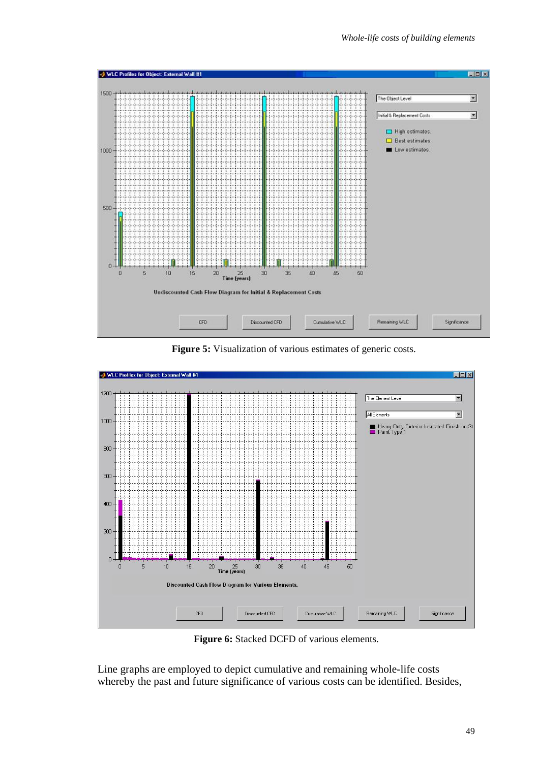**Figure 5:** Visualization of various estimates of generic costs.

**Figure 6:** Stacked DCFD of various elements.

Line graphs are employed to depict cumulative and remaining whole-life costs whereby the past and future significance of various costs can be identified. Besides,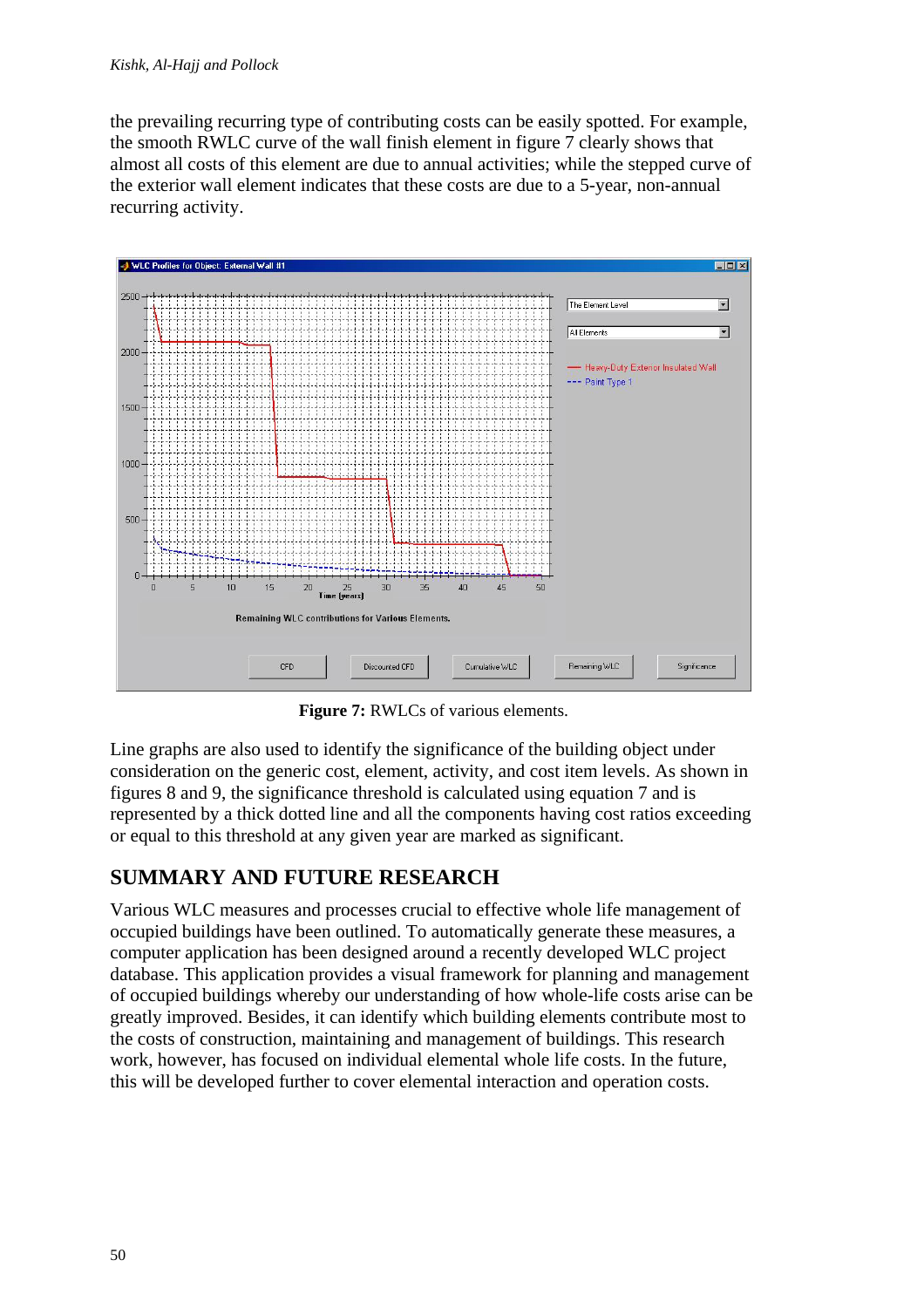the prevailing recurring type of contributing costs can be easily spotted. For example, the smooth RWLC curve of the wall finish element in figure 7 clearly shows that almost all costs of this element are due to annual activities; while the stepped curve of the exterior wall element indicates that these costs are due to a 5-year, non-annual recurring activity.

**Figure 7:** RWLCs of various elements.

Line graphs are also used to identify the significance of the building object under consideration on the generic cost, element, activity, and cost item levels. As shown in figures 8 and 9, the significance threshold is calculated using equation 7 and is represented by a thick dotted line and all the components having cost ratios exceeding or equal to this threshold at any given year are marked as significant.

## SUMMARY AND FUTURE RESEARCH

Various WLC measures and processes crucial to effective whole life management of occupied buildings have been outlined. To automatically generate these measures, a computer application has been designed around a recently developed WLC project database. This application provides a visual framework for planning and management of occupied buildings whereby our understanding of how whole-life costs arise can be greatly improved. Besides, it can identify which building elements contribute most to the costs of construction, maintaining and management of buildings. This research work, however, has focused on individual elemental whole life costs. In the future, this will be developed further to cover elemental interaction and operation costs.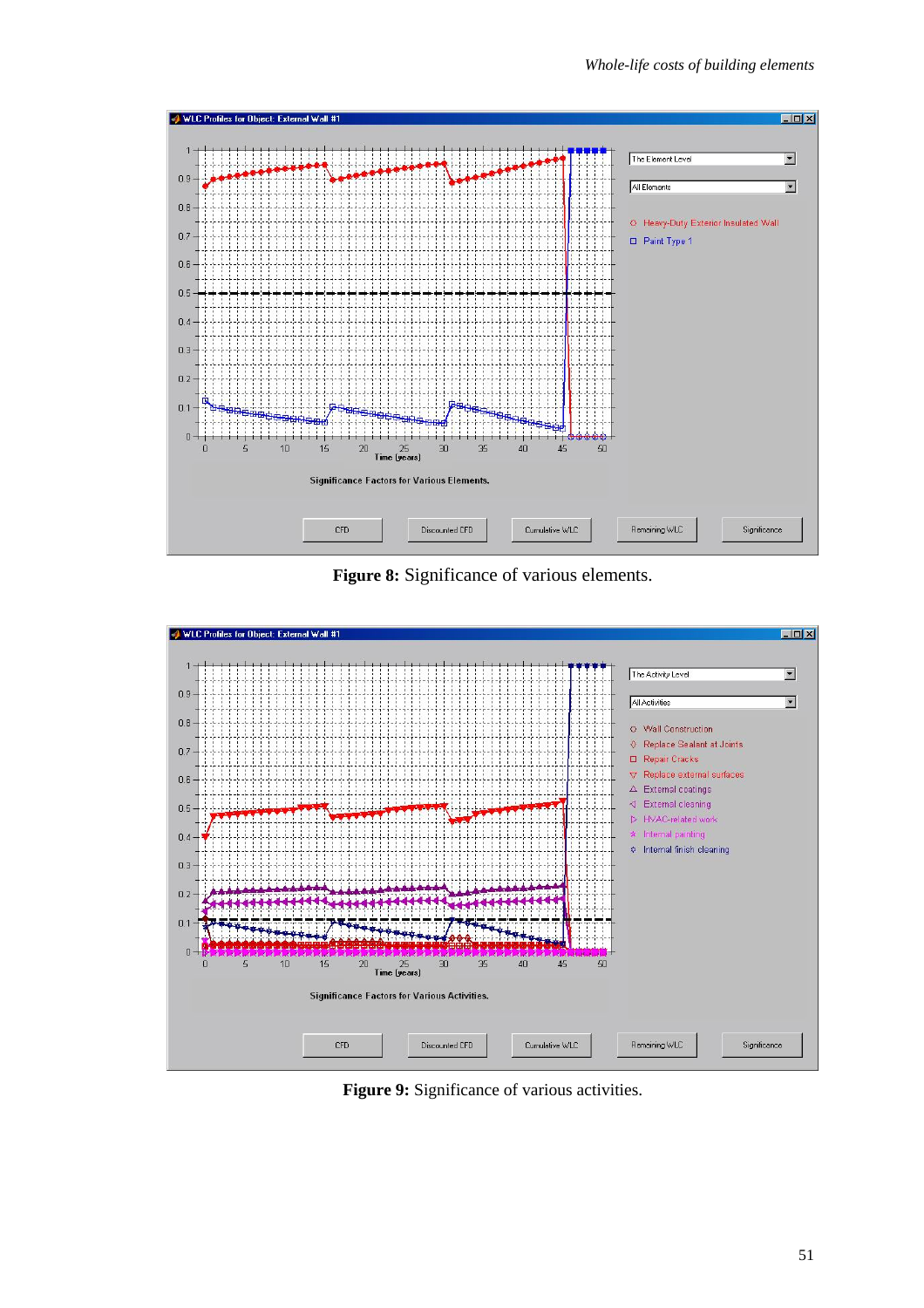**Figure 8:** Significance of various elements.

**Figure 9:** Significance of various activities.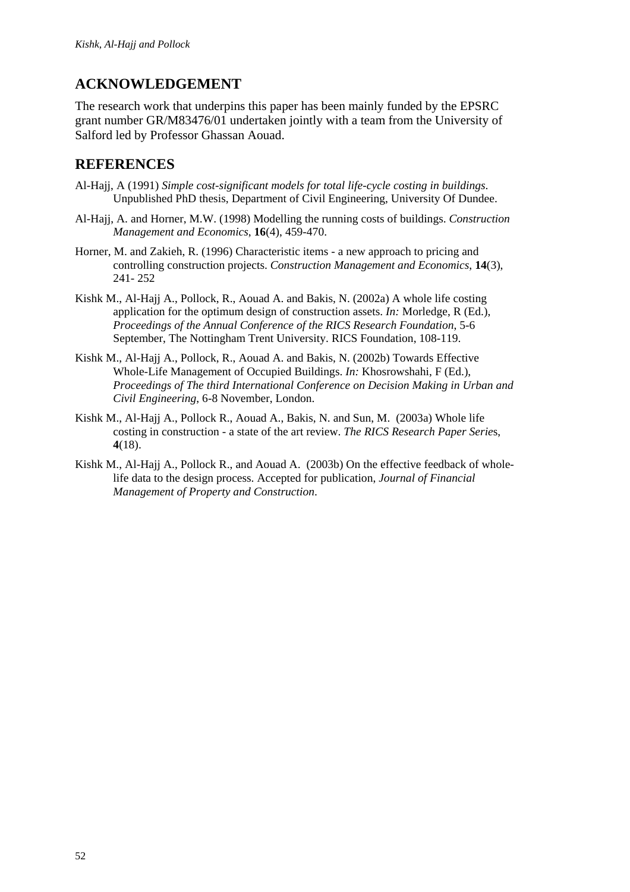## ACKNOWLEDGEMENT

The research work that underpins this paper has been mainly funded by the EPSRC grant number GR/M83476/01 undertaken jointly with a team from the University of Salford led by Professor Ghassan Aouad.

## REFERENCES

Al-Hajj, A (1991) *Simple cost-significant models for total life-cycle costing in buildings*. Unpublished PhD thesis, Department of Civil Engineering, University Of Dundee.

Al-Hajj, A. and Horner, M.W. (1998) Modelling the running costs of buildings. *Construction Management and Economics*, **16**(4), 459-470.

Horner, M. and Zakieh, R. (1996) Characteristic items - a new approach to pricing and controlling construction projects. *Construction Management and Economics*, **14**(3), 241- 252

Kishk M., Al-Hajj A., Pollock, R., Aouad A. and Bakis, N. (2002a) A whole life costing application for the optimum design of construction assets. *In:* Morledge, R (Ed.), *Proceedings of the Annual Conference of the RICS Research Foundation*, 5-6 September, The Nottingham Trent University. RICS Foundation, 108-119.

Kishk M., Al-Hajj A., Pollock, R., Aouad A. and Bakis, N. (2002b) Towards Effective Whole-Life Management of Occupied Buildings. *In:* Khosrowshahi, F (Ed.), *Proceedings of The third International Conference on Decision Making in Urban and Civil Engineering*, 6-8 November, London.

Kishk M., Al-Hajj A., Pollock R., Aouad A., Bakis, N. and Sun, M. (2003a) Whole life costing in construction - a state of the art review. *The RICS Research Paper Series*, **4**(18).

Kishk M., Al-Hajj A., Pollock R., and Aouad A. (2003b) On the effective feedback of whole-life data to the design process. Accepted for publication, *Journal of Financial Management of Property and Construction*.